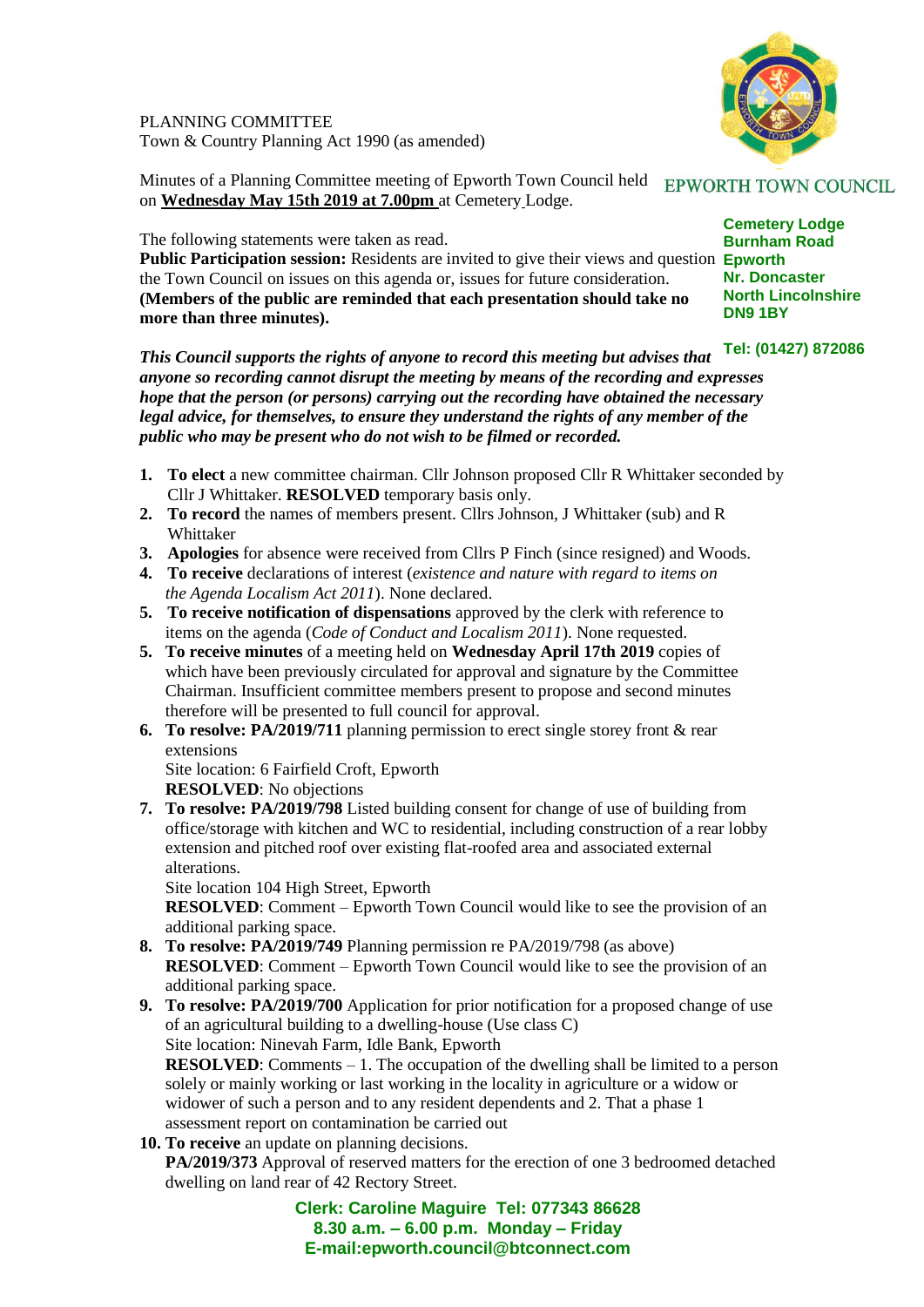PLANNING COMMITTEE
Town & Country Planning Act 1990 (as amended)

EPWORTH TOWN COUNCIL

Minutes of a Planning Committee meeting of Epworth Town Council held on **Wednesday May 15th 2019 at 7.00pm** at Cemetery Lodge.

**Cemetery Lodge**
**Burnham Road**
**Epworth**
**Nr. Doncaster**
**North Lincolnshire**
**DN9 1BY**

**Tel: (01427) 872086**

The following statements were taken as read.

**Public Participation session:** Residents are invited to give their views and question the Town Council on issues on this agenda or, issues for future consideration. **(Members of the public are reminded that each presentation should take no more than three minutes).**

***This Council supports the rights of anyone to record this meeting but advises that anyone so recording cannot disrupt the meeting by means of the recording and expresses hope that the person (or persons) carrying out the recording have obtained the necessary legal advice, for themselves, to ensure they understand the rights of any member of the public who may be present who do not wish to be filmed or recorded.***

1. **To elect** a new committee chairman. Cllr Johnson proposed Cllr R Whittaker seconded by Cllr J Whittaker. **RESOLVED** temporary basis only.
2. **To record** the names of members present. Cllrs Johnson, J Whittaker (sub) and R Whittaker
3. **Apologies** for absence were received from Cllrs P Finch (since resigned) and Woods.
4. **To receive** declarations of interest (*existence and nature with regard to items on the Agenda Localism Act 2011*). None declared.
5. **To receive notification of dispensations** approved by the clerk with reference to items on the agenda (*Code of Conduct and Localism 2011*). None requested.
5. **To receive minutes** of a meeting held on **Wednesday April 17th 2019** copies of which have been previously circulated for approval and signature by the Committee Chairman. Insufficient committee members present to propose and second minutes therefore will be presented to full council for approval.
6. **To resolve: PA/2019/711** planning permission to erect single storey front & rear extensions
   Site location: 6 Fairfield Croft, Epworth
   **RESOLVED**: No objections
7. **To resolve: PA/2019/798** Listed building consent for change of use of building from office/storage with kitchen and WC to residential, including construction of a rear lobby extension and pitched roof over existing flat-roofed area and associated external alterations.
   Site location 104 High Street, Epworth
   **RESOLVED**: Comment – Epworth Town Council would like to see the provision of an additional parking space.
8. **To resolve: PA/2019/749** Planning permission re PA/2019/798 (as above)
   **RESOLVED**: Comment – Epworth Town Council would like to see the provision of an additional parking space.
9. **To resolve: PA/2019/700** Application for prior notification for a proposed change of use of an agricultural building to a dwelling-house (Use class C)
   Site location: Ninevah Farm, Idle Bank, Epworth
   **RESOLVED**: Comments – 1. The occupation of the dwelling shall be limited to a person solely or mainly working or last working in the locality in agriculture or a widow or widower of such a person and to any resident dependents and 2. That a phase 1 assessment report on contamination be carried out
10. **To receive** an update on planning decisions.
    **PA/2019/373** Approval of reserved matters for the erection of one 3 bedroomed detached dwelling on land rear of 42 Rectory Street.

**Clerk: Caroline Maguire Tel: 077343 86628**
**8.30 a.m. – 6.00 p.m. Monday – Friday**
**E-mail:epworth.council@btconnect.com**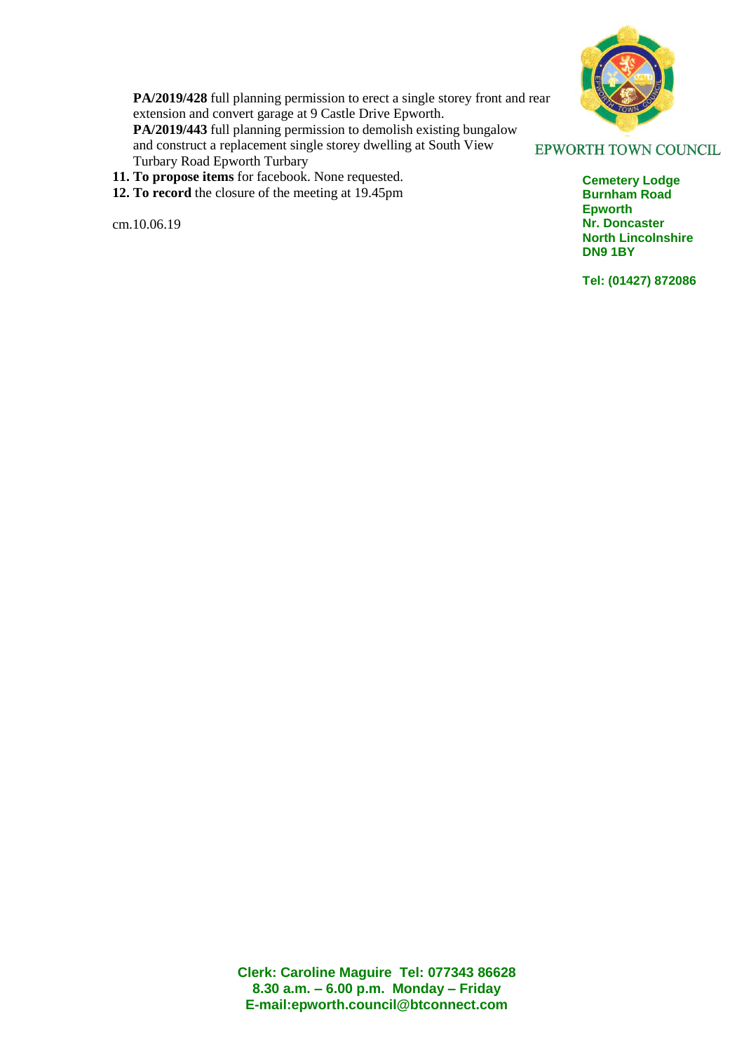**PA/2019/428** full planning permission to erect a single storey front and rear extension and convert garage at 9 Castle Drive Epworth.

**PA/2019/443** full planning permission to demolish existing bungalow and construct a replacement single storey dwelling at South View Turbary Road Epworth Turbary

11. **To propose items** for facebook. None requested.
12. **To record** the closure of the meeting at 19.45pm

cm.10.06.19

EPWORTH TOWN COUNCIL

**Cemetery Lodge**
**Burnham Road**
**Epworth**
**Nr. Doncaster**
**North Lincolnshire**
**DN9 1BY**

**Tel: (01427) 872086**

**Clerk: Caroline Maguire Tel: 077343 86628**
**8.30 a.m. – 6.00 p.m. Monday – Friday**
**E-mail:epworth.council@btconnect.com**